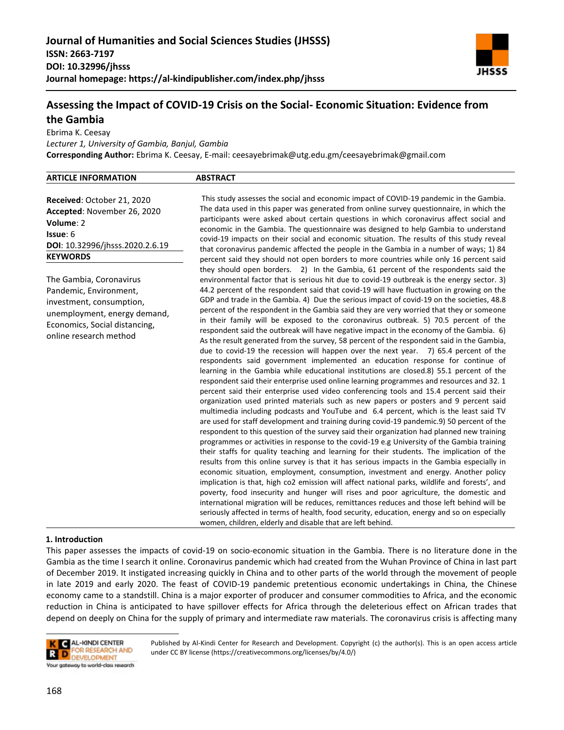**Journal of Humanities and Social Sciences Studies (JHSSS)**
**ISSN: 2663-7197**
**DOI: 10.32996/jhsss**
**Journal homepage: https://al-kindipublisher.com/index.php/jhsss**

# Assessing the Impact of COVID-19 Crisis on the Social- Economic Situation: Evidence from the Gambia

Ebrima K. Ceesay

*Lecturer 1, University of Gambia, Banjul, Gambia*

**Corresponding Author:** Ebrima K. Ceesay, E-mail: ceesayebrimak@utg.edu.gm/ceesayebrimak@gmail.com

**ARTICLE INFORMATION**

**Received**: October 21, 2020
**Accepted**: November 26, 2020
**Volume**: 2
**Issue**: 6
**DOI**: 10.32996/jhsss.2020.2.6.19

**KEYWORDS**

The Gambia, Coronavirus Pandemic, Environment, investment, consumption, unemployment, energy demand, Economics, Social distancing, online research method

**ABSTRACT**

This study assesses the social and economic impact of COVID-19 pandemic in the Gambia. The data used in this paper was generated from online survey questionnaire, in which the participants were asked about certain questions in which coronavirus affect social and economic in the Gambia. The questionnaire was designed to help Gambia to understand covid-19 impacts on their social and economic situation. The results of this study reveal that coronavirus pandemic affected the people in the Gambia in a number of ways; 1) 84 percent said they should not open borders to more countries while only 16 percent said they should open borders. 2) In the Gambia, 61 percent of the respondents said the environmental factor that is serious hit due to covid-19 outbreak is the energy sector. 3) 44.2 percent of the respondent said that covid-19 will have fluctuation in growing on the GDP and trade in the Gambia. 4) Due the serious impact of covid-19 on the societies, 48.8 percent of the respondent in the Gambia said they are very worried that they or someone in their family will be exposed to the coronavirus outbreak. 5) 70.5 percent of the respondent said the outbreak will have negative impact in the economy of the Gambia. 6) As the result generated from the survey, 58 percent of the respondent said in the Gambia, due to covid-19 the recession will happen over the next year. 7) 65.4 percent of the respondents said government implemented an education response for continue of learning in the Gambia while educational institutions are closed.8) 55.1 percent of the respondent said their enterprise used online learning programmes and resources and 32. 1 percent said their enterprise used video conferencing tools and 15.4 percent said their organization used printed materials such as new papers or posters and 9 percent said multimedia including podcasts and YouTube and 6.4 percent, which is the least said TV are used for staff development and training during covid-19 pandemic.9) 50 percent of the respondent to this question of the survey said their organization had planned new training programmes or activities in response to the covid-19 e.g University of the Gambia training their staffs for quality teaching and learning for their students. The implication of the results from this online survey is that it has serious impacts in the Gambia especially in economic situation, employment, consumption, investment and energy. Another policy implication is that, high co2 emission will affect national parks, wildlife and forests', and poverty, food insecurity and hunger will rises and poor agriculture, the domestic and international migration will be reduces, remittances reduces and those left behind will be seriously affected in terms of health, food security, education, energy and so on especially women, children, elderly and disable that are left behind.

## 1. Introduction

This paper assesses the impacts of covid-19 on socio-economic situation in the Gambia. There is no literature done in the Gambia as the time I search it online. Coronavirus pandemic which had created from the Wuhan Province of China in last part of December 2019. It instigated increasing quickly in China and to other parts of the world through the movement of people in late 2019 and early 2020. The feast of COVID-19 pandemic pretentious economic undertakings in China, the Chinese economy came to a standstill. China is a major exporter of producer and consumer commodities to Africa, and the economic reduction in China is anticipated to have spillover effects for Africa through the deleterious effect on African trades that depend on deeply on China for the supply of primary and intermediate raw materials. The coronavirus crisis is affecting many

Published by Al-Kindi Center for Research and Development. Copyright (c) the author(s). This is an open access article under CC BY license (https://creativecommons.org/licenses/by/4.0/)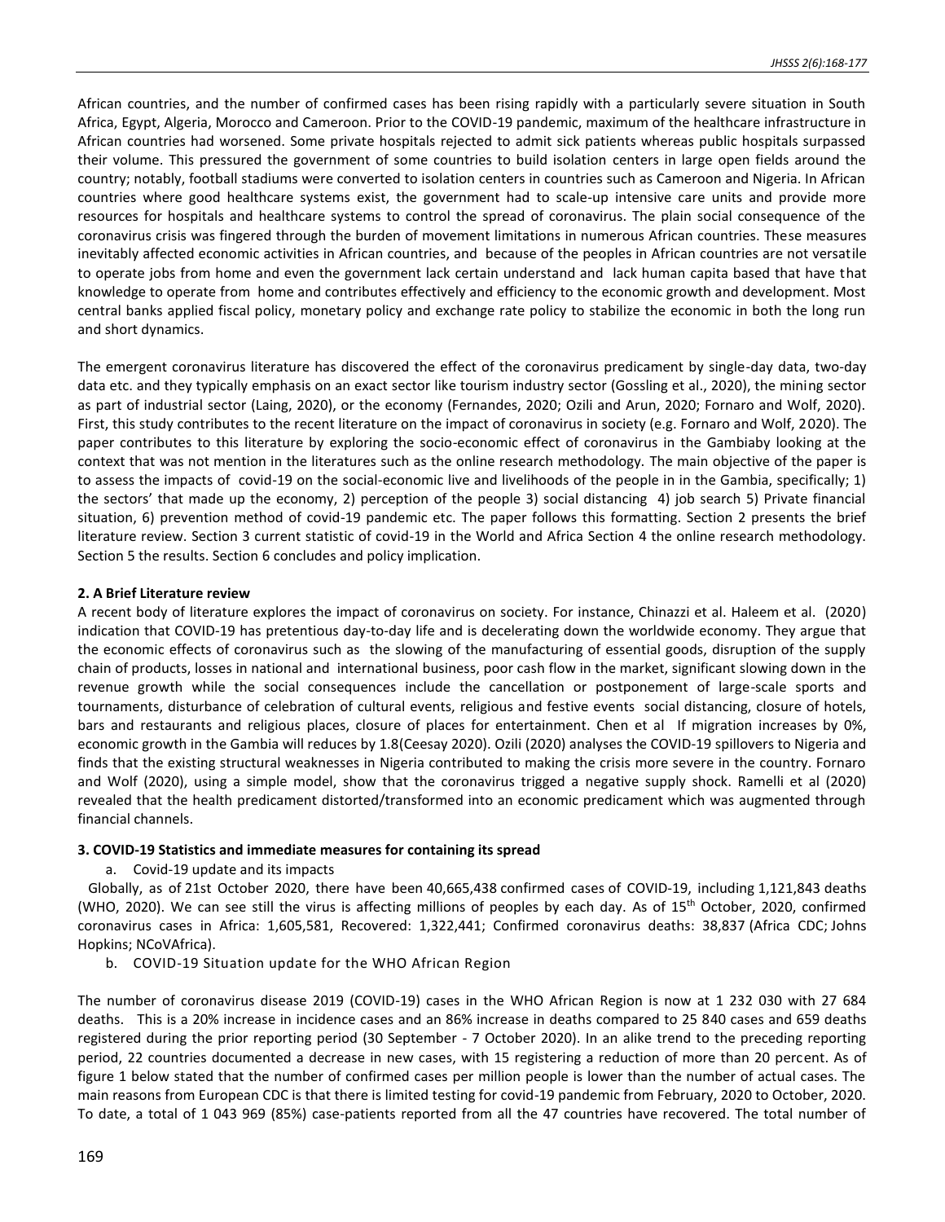African countries, and the number of confirmed cases has been rising rapidly with a particularly severe situation in South Africa, Egypt, Algeria, Morocco and Cameroon. Prior to the COVID-19 pandemic, maximum of the healthcare infrastructure in African countries had worsened. Some private hospitals rejected to admit sick patients whereas public hospitals surpassed their volume. This pressured the government of some countries to build isolation centers in large open fields around the country; notably, football stadiums were converted to isolation centers in countries such as Cameroon and Nigeria. In African countries where good healthcare systems exist, the government had to scale-up intensive care units and provide more resources for hospitals and healthcare systems to control the spread of coronavirus. The plain social consequence of the coronavirus crisis was fingered through the burden of movement limitations in numerous African countries. These measures inevitably affected economic activities in African countries, and because of the peoples in African countries are not versatile to operate jobs from home and even the government lack certain understand and lack human capita based that have that knowledge to operate from home and contributes effectively and efficiency to the economic growth and development. Most central banks applied fiscal policy, monetary policy and exchange rate policy to stabilize the economic in both the long run and short dynamics.

The emergent coronavirus literature has discovered the effect of the coronavirus predicament by single-day data, two-day data etc. and they typically emphasis on an exact sector like tourism industry sector (Gossling et al., 2020), the mining sector as part of industrial sector (Laing, 2020), or the economy (Fernandes, 2020; Ozili and Arun, 2020; Fornaro and Wolf, 2020). First, this study contributes to the recent literature on the impact of coronavirus in society (e.g. Fornaro and Wolf, 2020). The paper contributes to this literature by exploring the socio-economic effect of coronavirus in the Gambiaby looking at the context that was not mention in the literatures such as the online research methodology. The main objective of the paper is to assess the impacts of covid-19 on the social-economic live and livelihoods of the people in in the Gambia, specifically; 1) the sectors' that made up the economy, 2) perception of the people 3) social distancing 4) job search 5) Private financial situation, 6) prevention method of covid-19 pandemic etc. The paper follows this formatting. Section 2 presents the brief literature review. Section 3 current statistic of covid-19 in the World and Africa Section 4 the online research methodology. Section 5 the results. Section 6 concludes and policy implication.

## 2. A Brief Literature review

A recent body of literature explores the impact of coronavirus on society. For instance, Chinazzi et al. Haleem et al. (2020) indication that COVID-19 has pretentious day-to-day life and is decelerating down the worldwide economy. They argue that the economic effects of coronavirus such as the slowing of the manufacturing of essential goods, disruption of the supply chain of products, losses in national and international business, poor cash flow in the market, significant slowing down in the revenue growth while the social consequences include the cancellation or postponement of large-scale sports and tournaments, disturbance of celebration of cultural events, religious and festive events social distancing, closure of hotels, bars and restaurants and religious places, closure of places for entertainment. Chen et al If migration increases by 0%, economic growth in the Gambia will reduces by 1.8(Ceesay 2020). Ozili (2020) analyses the COVID-19 spillovers to Nigeria and finds that the existing structural weaknesses in Nigeria contributed to making the crisis more severe in the country. Fornaro and Wolf (2020), using a simple model, show that the coronavirus trigged a negative supply shock. Ramelli et al (2020) revealed that the health predicament distorted/transformed into an economic predicament which was augmented through financial channels.

## 3. COVID-19 Statistics and immediate measures for containing its spread

a. Covid-19 update and its impacts

Globally, as of 21st October 2020, there have been 40,665,438 confirmed cases of COVID-19, including 1,121,843 deaths (WHO, 2020). We can see still the virus is affecting millions of peoples by each day. As of 15th October, 2020, confirmed coronavirus cases in Africa: 1,605,581, Recovered: 1,322,441; Confirmed coronavirus deaths: 38,837 (Africa CDC; Johns Hopkins; NCoVAfrica).

b. COVID-19 Situation update for the WHO African Region

The number of coronavirus disease 2019 (COVID-19) cases in the WHO African Region is now at 1 232 030 with 27 684 deaths. This is a 20% increase in incidence cases and an 86% increase in deaths compared to 25 840 cases and 659 deaths registered during the prior reporting period (30 September - 7 October 2020). In an alike trend to the preceding reporting period, 22 countries documented a decrease in new cases, with 15 registering a reduction of more than 20 percent. As of figure 1 below stated that the number of confirmed cases per million people is lower than the number of actual cases. The main reasons from European CDC is that there is limited testing for covid-19 pandemic from February, 2020 to October, 2020. To date, a total of 1 043 969 (85%) case-patients reported from all the 47 countries have recovered. The total number of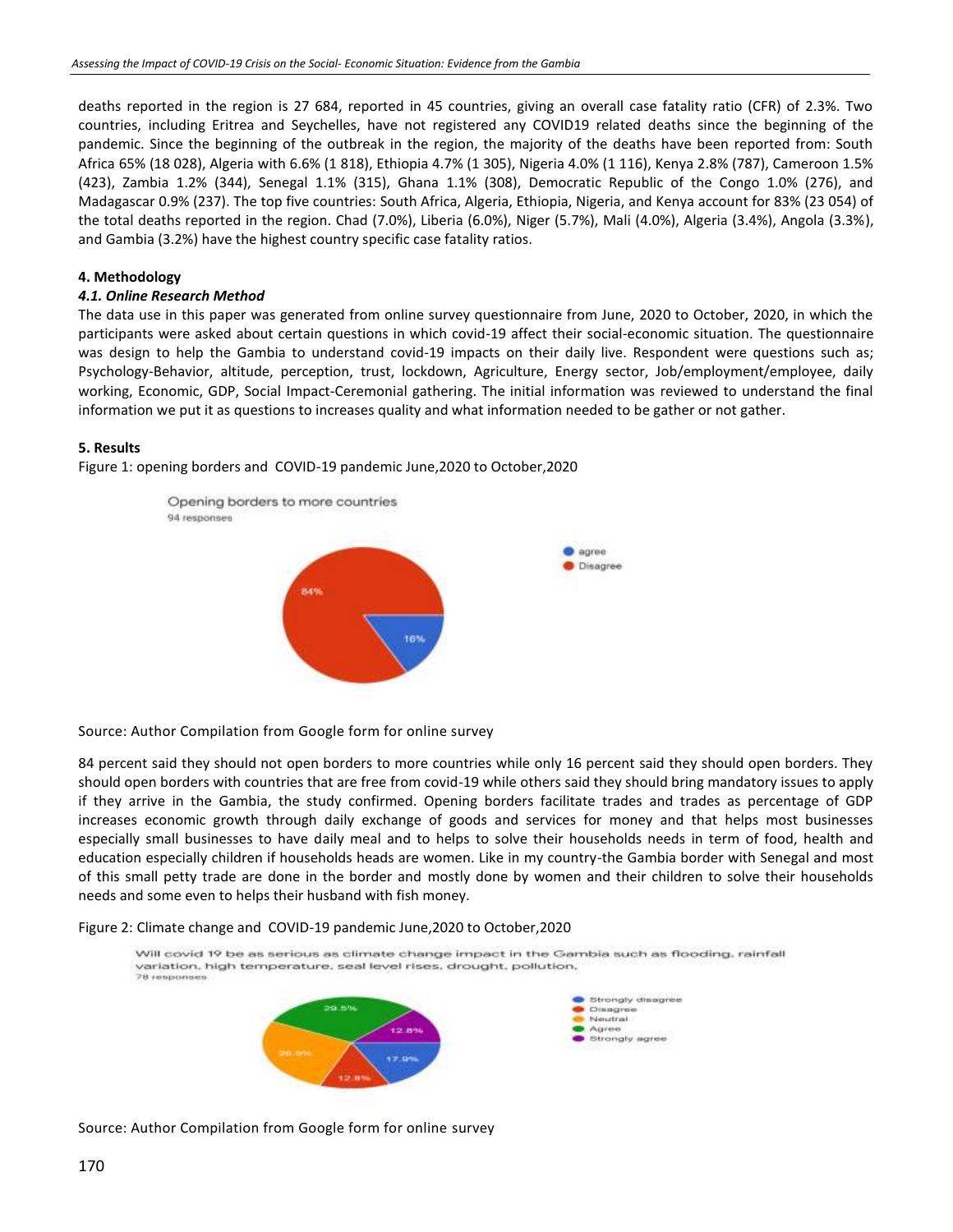deaths reported in the region is 27 684, reported in 45 countries, giving an overall case fatality ratio (CFR) of 2.3%. Two countries, including Eritrea and Seychelles, have not registered any COVID19 related deaths since the beginning of the pandemic. Since the beginning of the outbreak in the region, the majority of the deaths have been reported from: South Africa 65% (18 028), Algeria with 6.6% (1 818), Ethiopia 4.7% (1 305), Nigeria 4.0% (1 116), Kenya 2.8% (787), Cameroon 1.5% (423), Zambia 1.2% (344), Senegal 1.1% (315), Ghana 1.1% (308), Democratic Republic of the Congo 1.0% (276), and Madagascar 0.9% (237). The top five countries: South Africa, Algeria, Ethiopia, Nigeria, and Kenya account for 83% (23 054) of the total deaths reported in the region. Chad (7.0%), Liberia (6.0%), Niger (5.7%), Mali (4.0%), Algeria (3.4%), Angola (3.3%), and Gambia (3.2%) have the highest country specific case fatality ratios.

## 4. Methodology

### *4.1. Online Research Method*

The data use in this paper was generated from online survey questionnaire from June, 2020 to October, 2020, in which the participants were asked about certain questions in which covid-19 affect their social-economic situation. The questionnaire was design to help the Gambia to understand covid-19 impacts on their daily live. Respondent were questions such as; Psychology-Behavior, altitude, perception, trust, lockdown, Agriculture, Energy sector, Job/employment/employee, daily working, Economic, GDP, Social Impact-Ceremonial gathering. The initial information was reviewed to understand the final information we put it as questions to increases quality and what information needed to be gather or not gather.

## 5. Results

Figure 1: opening borders and COVID-19 pandemic June,2020 to October,2020

Source: Author Compilation from Google form for online survey

84 percent said they should not open borders to more countries while only 16 percent said they should open borders. They should open borders with countries that are free from covid-19 while others said they should bring mandatory issues to apply if they arrive in the Gambia, the study confirmed. Opening borders facilitate trades and trades as percentage of GDP increases economic growth through daily exchange of goods and services for money and that helps most businesses especially small businesses to have daily meal and to helps to solve their households needs in term of food, health and education especially children if households heads are women. Like in my country-the Gambia border with Senegal and most of this small petty trade are done in the border and mostly done by women and their children to solve their households needs and some even to helps their husband with fish money.

Figure 2: Climate change and COVID-19 pandemic June,2020 to October,2020

Source: Author Compilation from Google form for online survey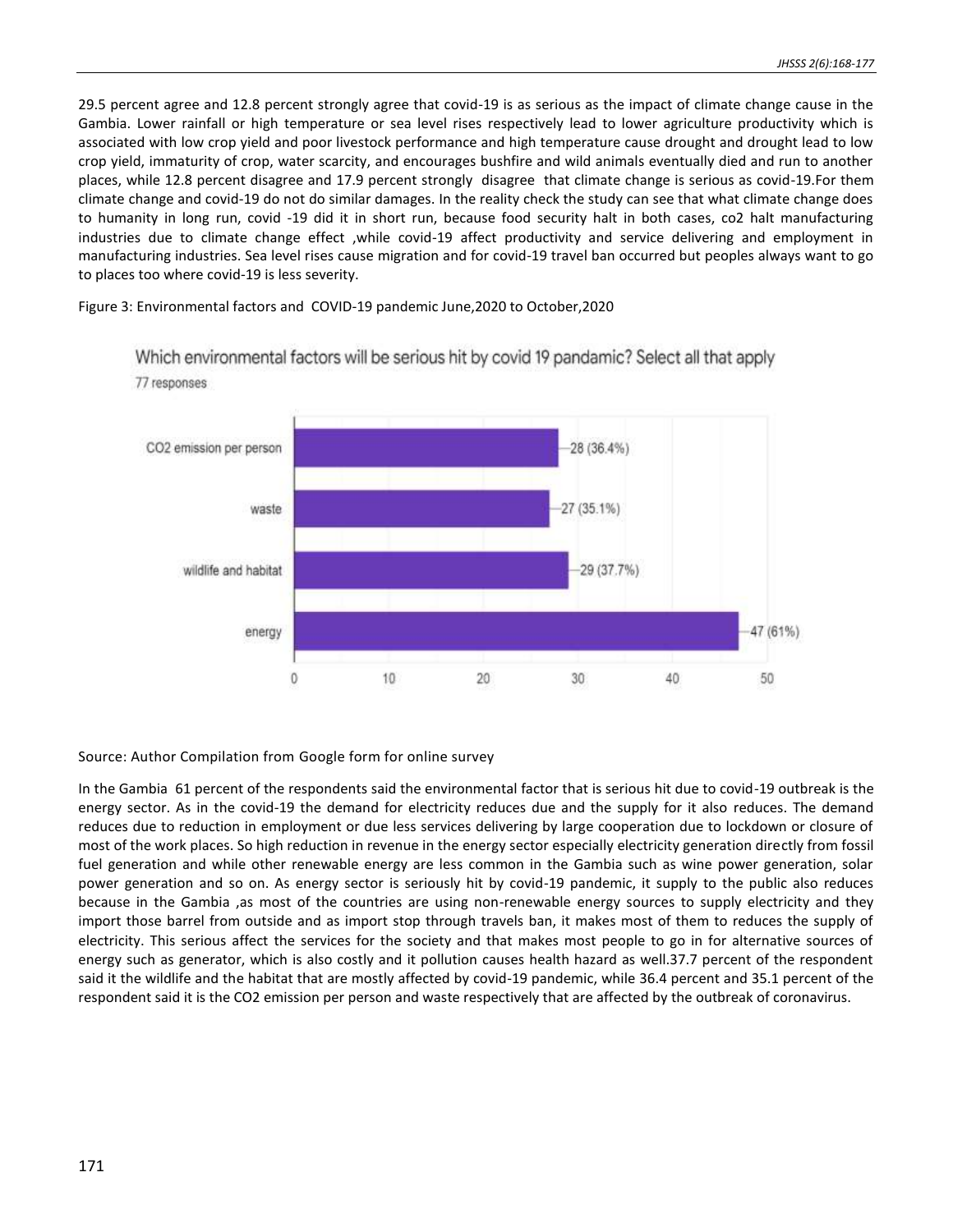29.5 percent agree and 12.8 percent strongly agree that covid-19 is as serious as the impact of climate change cause in the Gambia. Lower rainfall or high temperature or sea level rises respectively lead to lower agriculture productivity which is associated with low crop yield and poor livestock performance and high temperature cause drought and drought lead to low crop yield, immaturity of crop, water scarcity, and encourages bushfire and wild animals eventually died and run to another places, while 12.8 percent disagree and 17.9 percent strongly disagree that climate change is serious as covid-19.For them climate change and covid-19 do not do similar damages. In the reality check the study can see that what climate change does to humanity in long run, covid -19 did it in short run, because food security halt in both cases, co2 halt manufacturing industries due to climate change effect ,while covid-19 affect productivity and service delivering and employment in manufacturing industries. Sea level rises cause migration and for covid-19 travel ban occurred but peoples always want to go to places too where covid-19 is less severity.

Figure 3: Environmental factors and COVID-19 pandemic June,2020 to October,2020

Which environmental factors will be serious hit by covid 19 pandamic? Select all that apply
77 responses

| Factor | Responses |
|---|---|
| CO2 emission per person | 28 (36.4%) |
| waste | 27 (35.1%) |
| wildlife and habitat | 29 (37.7%) |
| energy | 47 (61%) |

Source: Author Compilation from Google form for online survey

In the Gambia 61 percent of the respondents said the environmental factor that is serious hit due to covid-19 outbreak is the energy sector. As in the covid-19 the demand for electricity reduces due and the supply for it also reduces. The demand reduces due to reduction in employment or due less services delivering by large cooperation due to lockdown or closure of most of the work places. So high reduction in revenue in the energy sector especially electricity generation directly from fossil fuel generation and while other renewable energy are less common in the Gambia such as wine power generation, solar power generation and so on. As energy sector is seriously hit by covid-19 pandemic, it supply to the public also reduces because in the Gambia ,as most of the countries are using non-renewable energy sources to supply electricity and they import those barrel from outside and as import stop through travels ban, it makes most of them to reduces the supply of electricity. This serious affect the services for the society and that makes most people to go in for alternative sources of energy such as generator, which is also costly and it pollution causes health hazard as well.37.7 percent of the respondent said it the wildlife and the habitat that are mostly affected by covid-19 pandemic, while 36.4 percent and 35.1 percent of the respondent said it is the CO2 emission per person and waste respectively that are affected by the outbreak of coronavirus.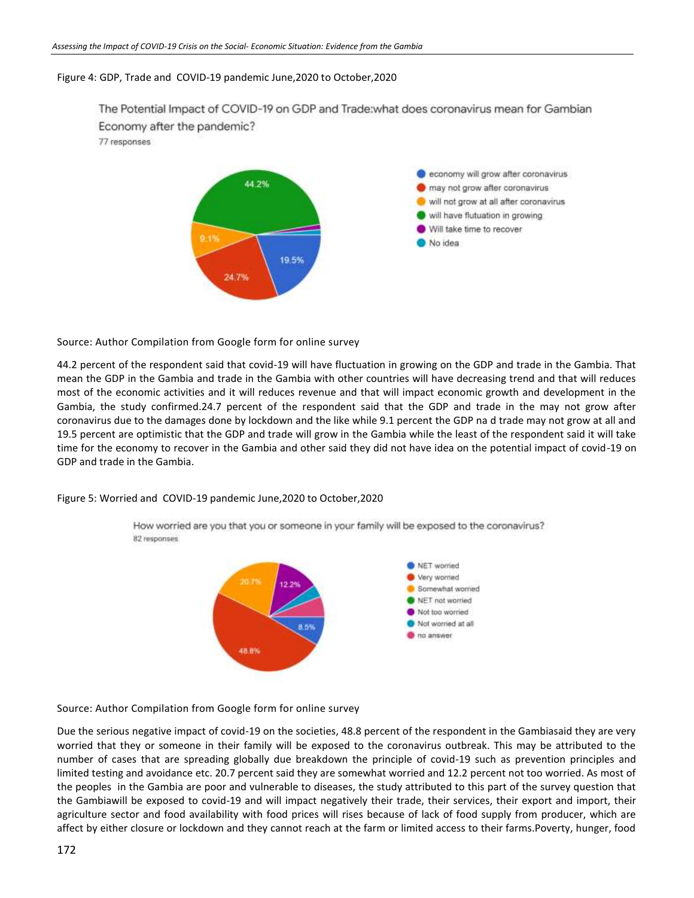Figure 4: GDP, Trade and COVID-19 pandemic June,2020 to October,2020

The Potential Impact of COVID-19 on GDP and Trade:what does coronavirus mean for Gambian Economy after the pandemic?

77 responses

- economy will grow after coronavirus — 19.5%
- may not grow after coronavirus — 24.7%
- will not grow at all after coronavirus — 9.1%
- will have flutuation in growing — 44.2%
- Will take time to recover
- No idea

Source: Author Compilation from Google form for online survey

44.2 percent of the respondent said that covid-19 will have fluctuation in growing on the GDP and trade in the Gambia. That mean the GDP in the Gambia and trade in the Gambia with other countries will have decreasing trend and that will reduces most of the economic activities and it will reduces revenue and that will impact economic growth and development in the Gambia, the study confirmed.24.7 percent of the respondent said that the GDP and trade in the may not grow after coronavirus due to the damages done by lockdown and the like while 9.1 percent the GDP na d trade may not grow at all and 19.5 percent are optimistic that the GDP and trade will grow in the Gambia while the least of the respondent said it will take time for the economy to recover in the Gambia and other said they did not have idea on the potential impact of covid-19 on GDP and trade in the Gambia.

Figure 5: Worried and COVID-19 pandemic June,2020 to October,2020

How worried are you that you or someone in your family will be exposed to the coronavirus?

82 responses

- NET worried — 8.5%
- Very worried — 48.8%
- Somewhat worried — 20.7%
- NET not worried
- Not too worried — 12.2%
- Not worried at all
- no answer

Source: Author Compilation from Google form for online survey

Due the serious negative impact of covid-19 on the societies, 48.8 percent of the respondent in the Gambiasaid they are very worried that they or someone in their family will be exposed to the coronavirus outbreak. This may be attributed to the number of cases that are spreading globally due breakdown the principle of covid-19 such as prevention principles and limited testing and avoidance etc. 20.7 percent said they are somewhat worried and 12.2 percent not too worried. As most of the peoples in the Gambia are poor and vulnerable to diseases, the study attributed to this part of the survey question that the Gambiawill be exposed to covid-19 and will impact negatively their trade, their services, their export and import, their agriculture sector and food availability with food prices will rises because of lack of food supply from producer, which are affect by either closure or lockdown and they cannot reach at the farm or limited access to their farms.Poverty, hunger, food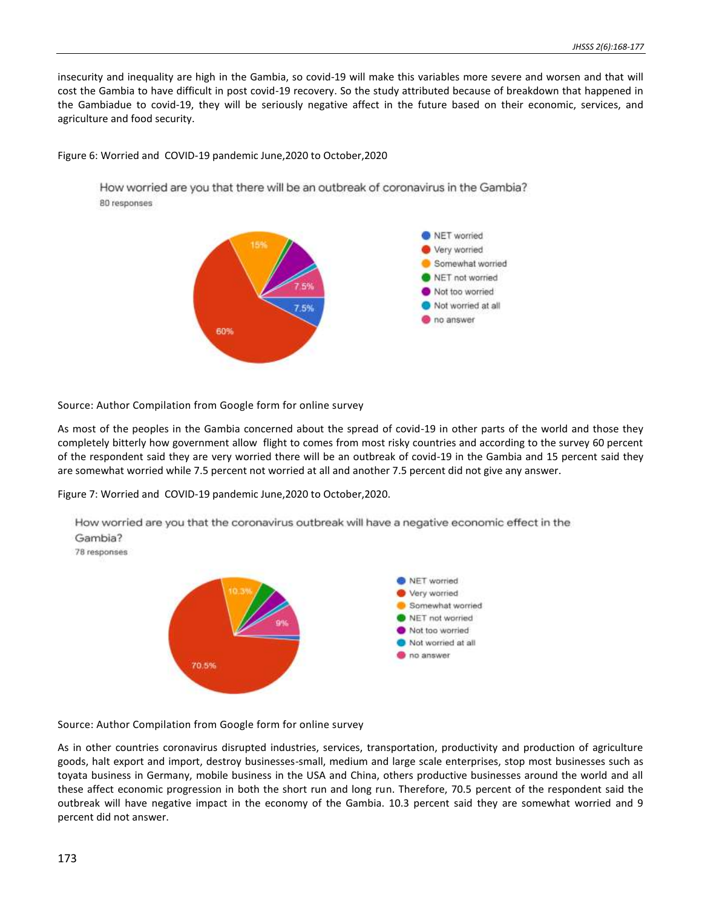insecurity and inequality are high in the Gambia, so covid-19 will make this variables more severe and worsen and that will cost the Gambia to have difficult in post covid-19 recovery. So the study attributed because of breakdown that happened in the Gambiadue to covid-19, they will be seriously negative affect in the future based on their economic, services, and agriculture and food security.

Figure 6: Worried and COVID-19 pandemic June,2020 to October,2020

How worried are you that there will be an outbreak of coronavirus in the Gambia?
80 responses

- NET worried: 7.5%
- Very worried: 60%
- Somewhat worried: 15%
- NET not worried
- Not too worried
- Not worried at all
- no answer: 7.5%

Source: Author Compilation from Google form for online survey

As most of the peoples in the Gambia concerned about the spread of covid-19 in other parts of the world and those they completely bitterly how government allow flight to comes from most risky countries and according to the survey 60 percent of the respondent said they are very worried there will be an outbreak of covid-19 in the Gambia and 15 percent said they are somewhat worried while 7.5 percent not worried at all and another 7.5 percent did not give any answer.

Figure 7: Worried and COVID-19 pandemic June,2020 to October,2020.

How worried are you that the coronavirus outbreak will have a negative economic effect in the Gambia?
78 responses

- NET worried
- Very worried: 70.5%
- Somewhat worried: 10.3%
- NET not worried
- Not too worried
- Not worried at all
- no answer: 9%

Source: Author Compilation from Google form for online survey

As in other countries coronavirus disrupted industries, services, transportation, productivity and production of agriculture goods, halt export and import, destroy businesses-small, medium and large scale enterprises, stop most businesses such as toyata business in Germany, mobile business in the USA and China, others productive businesses around the world and all these affect economic progression in both the short run and long run. Therefore, 70.5 percent of the respondent said the outbreak will have negative impact in the economy of the Gambia. 10.3 percent said they are somewhat worried and 9 percent did not answer.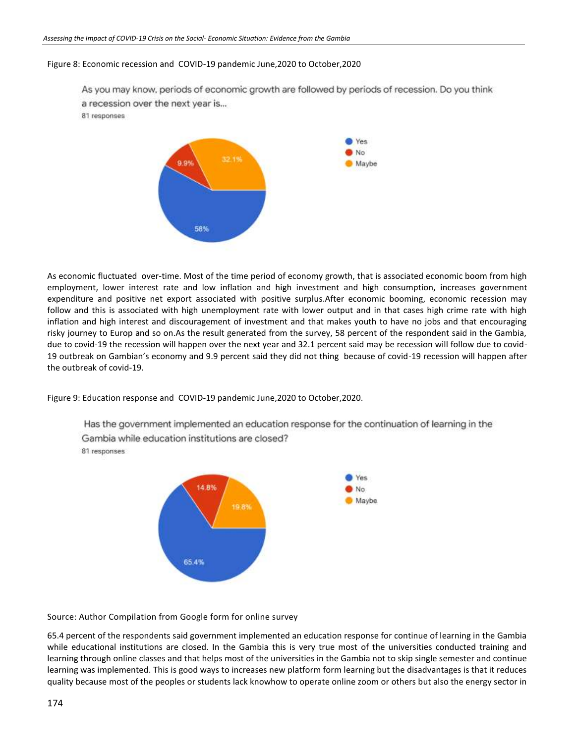Figure 8: Economic recession and COVID-19 pandemic June,2020 to October,2020

As you may know, periods of economic growth are followed by periods of recession. Do you think a recession over the next year is...

81 responses

- Yes: 58%
- No: 9.9%
- Maybe: 32.1%

As economic fluctuated over-time. Most of the time period of economy growth, that is associated economic boom from high employment, lower interest rate and low inflation and high investment and high consumption, increases government expenditure and positive net export associated with positive surplus.After economic booming, economic recession may follow and this is associated with high unemployment rate with lower output and in that cases high crime rate with high inflation and high interest and discouragement of investment and that makes youth to have no jobs and that encouraging risky journey to Europ and so on.As the result generated from the survey, 58 percent of the respondent said in the Gambia, due to covid-19 the recession will happen over the next year and 32.1 percent said may be recession will follow due to covid-19 outbreak on Gambian's economy and 9.9 percent said they did not thing because of covid-19 recession will happen after the outbreak of covid-19.

Figure 9: Education response and COVID-19 pandemic June,2020 to October,2020.

Has the government implemented an education response for the continuation of learning in the Gambia while education institutions are closed?

81 responses

- Yes: 65.4%
- No: 14.8%
- Maybe: 19.8%

Source: Author Compilation from Google form for online survey

65.4 percent of the respondents said government implemented an education response for continue of learning in the Gambia while educational institutions are closed. In the Gambia this is very true most of the universities conducted training and learning through online classes and that helps most of the universities in the Gambia not to skip single semester and continue learning was implemented. This is good ways to increases new platform form learning but the disadvantages is that it reduces quality because most of the peoples or students lack knowhow to operate online zoom or others but also the energy sector in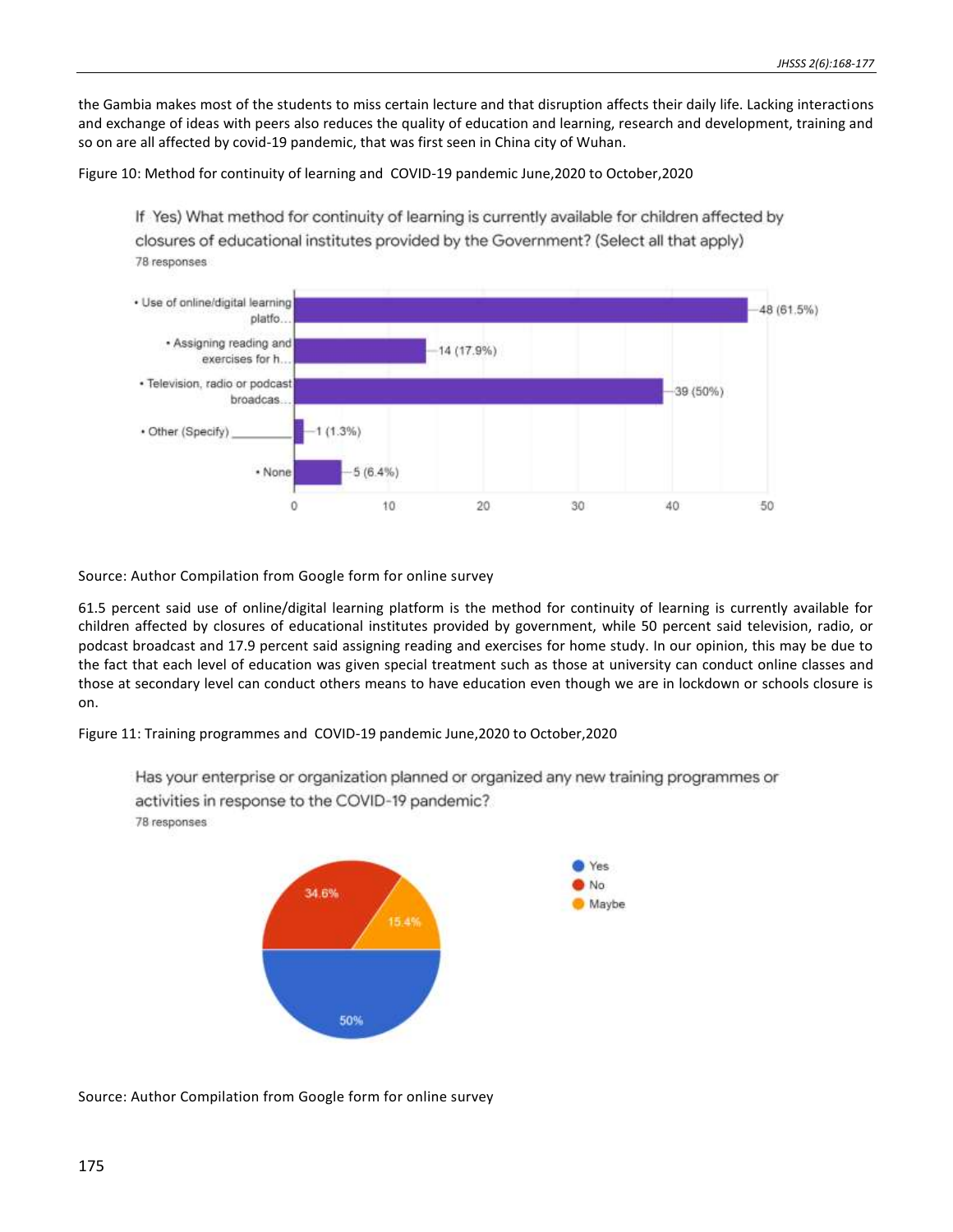the Gambia makes most of the students to miss certain lecture and that disruption affects their daily life. Lacking interactions and exchange of ideas with peers also reduces the quality of education and learning, research and development, training and so on are all affected by covid-19 pandemic, that was first seen in China city of Wuhan.

Figure 10: Method for continuity of learning and COVID-19 pandemic June,2020 to October,2020

Source: Author Compilation from Google form for online survey

61.5 percent said use of online/digital learning platform is the method for continuity of learning is currently available for children affected by closures of educational institutes provided by government, while 50 percent said television, radio, or podcast broadcast and 17.9 percent said assigning reading and exercises for home study. In our opinion, this may be due to the fact that each level of education was given special treatment such as those at university can conduct online classes and those at secondary level can conduct others means to have education even though we are in lockdown or schools closure is on.

Figure 11: Training programmes and COVID-19 pandemic June,2020 to October,2020

Source: Author Compilation from Google form for online survey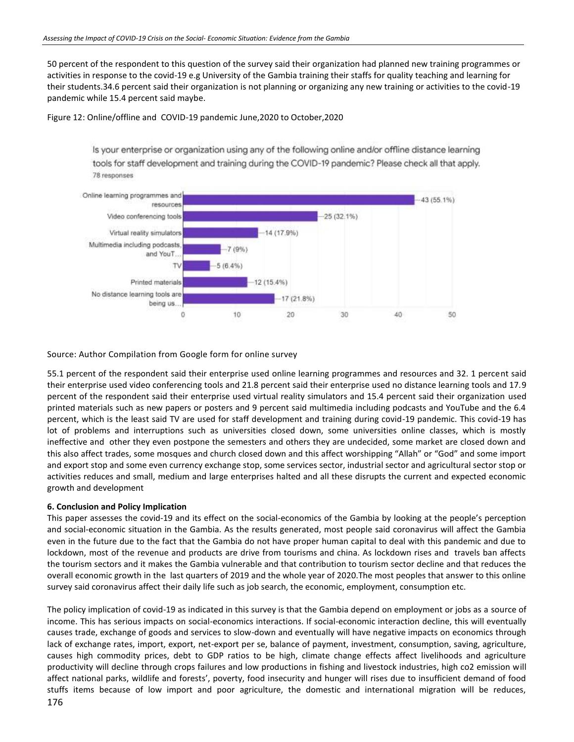50 percent of the respondent to this question of the survey said their organization had planned new training programmes or activities in response to the covid-19 e.g University of the Gambia training their staffs for quality teaching and learning for their students.34.6 percent said their organization is not planning or organizing any new training or activities to the covid-19 pandemic while 15.4 percent said maybe.

Figure 12: Online/offline and COVID-19 pandemic June,2020 to October,2020

Is your enterprise or organization using any of the following online and/or offline distance learning tools for staff development and training during the COVID-19 pandemic? Please check all that apply.
78 responses

| Tool | Responses |
| --- | --- |
| Online learning programmes and resources | 43 (55.1%) |
| Video conferencing tools | 25 (32.1%) |
| Virtual reality simulators | 14 (17.9%) |
| Multimedia including podcasts, and YouT... | 7 (9%) |
| TV | 5 (6.4%) |
| Printed materials | 12 (15.4%) |
| No distance learning tools are being us... | 17 (21.8%) |

Source: Author Compilation from Google form for online survey

55.1 percent of the respondent said their enterprise used online learning programmes and resources and 32. 1 percent said their enterprise used video conferencing tools and 21.8 percent said their enterprise used no distance learning tools and 17.9 percent of the respondent said their enterprise used virtual reality simulators and 15.4 percent said their organization used printed materials such as new papers or posters and 9 percent said multimedia including podcasts and YouTube and the 6.4 percent, which is the least said TV are used for staff development and training during covid-19 pandemic. This covid-19 has lot of problems and interruptions such as universities closed down, some universities online classes, which is mostly ineffective and other they even postpone the semesters and others they are undecided, some market are closed down and this also affect trades, some mosques and church closed down and this affect worshipping "Allah" or "God" and some import and export stop and some even currency exchange stop, some services sector, industrial sector and agricultural sector stop or activities reduces and small, medium and large enterprises halted and all these disrupts the current and expected economic growth and development

## 6. Conclusion and Policy Implication

This paper assesses the covid-19 and its effect on the social-economics of the Gambia by looking at the people's perception and social-economic situation in the Gambia. As the results generated, most people said coronavirus will affect the Gambia even in the future due to the fact that the Gambia do not have proper human capital to deal with this pandemic and due to lockdown, most of the revenue and products are drive from tourisms and china. As lockdown rises and travels ban affects the tourism sectors and it makes the Gambia vulnerable and that contribution to tourism sector decline and that reduces the overall economic growth in the last quarters of 2019 and the whole year of 2020.The most peoples that answer to this online survey said coronavirus affect their daily life such as job search, the economic, employment, consumption etc.

The policy implication of covid-19 as indicated in this survey is that the Gambia depend on employment or jobs as a source of income. This has serious impacts on social-economics interactions. If social-economic interaction decline, this will eventually causes trade, exchange of goods and services to slow-down and eventually will have negative impacts on economics through lack of exchange rates, import, export, net-export per se, balance of payment, investment, consumption, saving, agriculture, causes high commodity prices, debt to GDP ratios to be high, climate change effects affect livelihoods and agriculture productivity will decline through crops failures and low productions in fishing and livestock industries, high co2 emission will affect national parks, wildlife and forests', poverty, food insecurity and hunger will rises due to insufficient demand of food stuffs items because of low import and poor agriculture, the domestic and international migration will be reduces,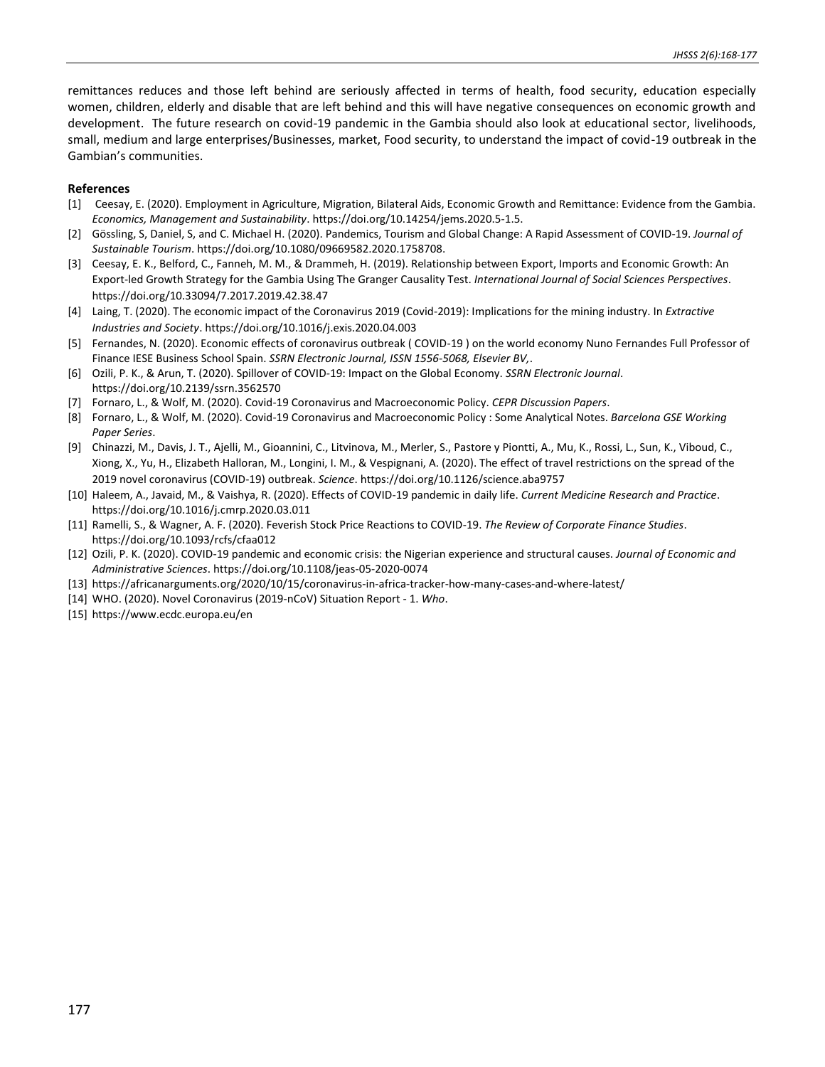remittances reduces and those left behind are seriously affected in terms of health, food security, education especially women, children, elderly and disable that are left behind and this will have negative consequences on economic growth and development. The future research on covid-19 pandemic in the Gambia should also look at educational sector, livelihoods, small, medium and large enterprises/Businesses, market, Food security, to understand the impact of covid-19 outbreak in the Gambian's communities.

## References

[1] Ceesay, E. (2020). Employment in Agriculture, Migration, Bilateral Aids, Economic Growth and Remittance: Evidence from the Gambia. *Economics, Management and Sustainability*. https://doi.org/10.14254/jems.2020.5-1.5.

[2] Gössling, S, Daniel, S, and C. Michael H. (2020). Pandemics, Tourism and Global Change: A Rapid Assessment of COVID-19. *Journal of Sustainable Tourism*. https://doi.org/10.1080/09669582.2020.1758708.

[3] Ceesay, E. K., Belford, C., Fanneh, M. M., & Drammeh, H. (2019). Relationship between Export, Imports and Economic Growth: An Export-led Growth Strategy for the Gambia Using The Granger Causality Test. *International Journal of Social Sciences Perspectives*. https://doi.org/10.33094/7.2017.2019.42.38.47

[4] Laing, T. (2020). The economic impact of the Coronavirus 2019 (Covid-2019): Implications for the mining industry. In *Extractive Industries and Society*. https://doi.org/10.1016/j.exis.2020.04.003

[5] Fernandes, N. (2020). Economic effects of coronavirus outbreak ( COVID-19 ) on the world economy Nuno Fernandes Full Professor of Finance IESE Business School Spain. *SSRN Electronic Journal, ISSN 1556-5068, Elsevier BV,*.

[6] Ozili, P. K., & Arun, T. (2020). Spillover of COVID-19: Impact on the Global Economy. *SSRN Electronic Journal*. https://doi.org/10.2139/ssrn.3562570

[7] Fornaro, L., & Wolf, M. (2020). Covid-19 Coronavirus and Macroeconomic Policy. *CEPR Discussion Papers*.

[8] Fornaro, L., & Wolf, M. (2020). Covid-19 Coronavirus and Macroeconomic Policy : Some Analytical Notes. *Barcelona GSE Working Paper Series*.

[9] Chinazzi, M., Davis, J. T., Ajelli, M., Gioannini, C., Litvinova, M., Merler, S., Pastore y Piontti, A., Mu, K., Rossi, L., Sun, K., Viboud, C., Xiong, X., Yu, H., Elizabeth Halloran, M., Longini, I. M., & Vespignani, A. (2020). The effect of travel restrictions on the spread of the 2019 novel coronavirus (COVID-19) outbreak. *Science*. https://doi.org/10.1126/science.aba9757

[10] Haleem, A., Javaid, M., & Vaishya, R. (2020). Effects of COVID-19 pandemic in daily life. *Current Medicine Research and Practice*. https://doi.org/10.1016/j.cmrp.2020.03.011

[11] Ramelli, S., & Wagner, A. F. (2020). Feverish Stock Price Reactions to COVID-19. *The Review of Corporate Finance Studies*. https://doi.org/10.1093/rcfs/cfaa012

[12] Ozili, P. K. (2020). COVID-19 pandemic and economic crisis: the Nigerian experience and structural causes. *Journal of Economic and Administrative Sciences*. https://doi.org/10.1108/jeas-05-2020-0074

[13] https://africanarguments.org/2020/10/15/coronavirus-in-africa-tracker-how-many-cases-and-where-latest/

[14] WHO. (2020). Novel Coronavirus (2019-nCoV) Situation Report - 1. *Who*.

[15] https://www.ecdc.europa.eu/en